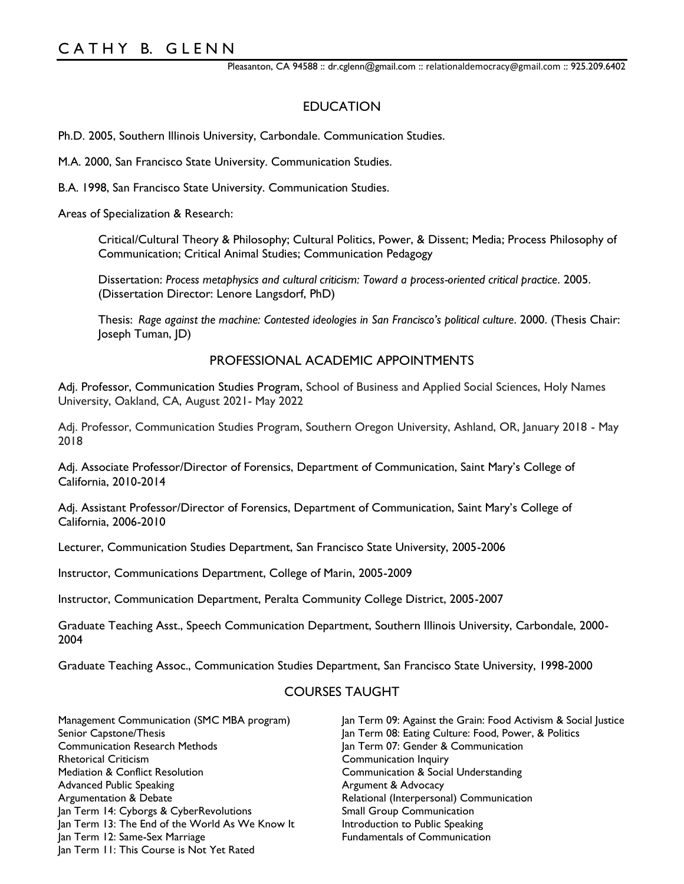# C A T H Y B. G L E N N

Pleasanton, CA 94588 :: dr.cglenn@gmail.com :: relationaldemocracy@gmail.com :: 925.209.6402

## EDUCATION

Ph.D. 2005, Southern Illinois University, Carbondale. Communication Studies.

M.A. 2000, San Francisco State University. Communication Studies.

B.A. 1998, San Francisco State University. Communication Studies.

Areas of Specialization & Research:

> Critical/Cultural Theory & Philosophy; Cultural Politics, Power, & Dissent; Media; Process Philosophy of Communication; Critical Animal Studies; Communication Pedagogy
>
> Dissertation: *Process metaphysics and cultural criticism: Toward a process-oriented critical practice*. 2005. (Dissertation Director: Lenore Langsdorf, PhD)
>
> Thesis: *Rage against the machine: Contested ideologies in San Francisco's political culture*. 2000. (Thesis Chair: Joseph Tuman, JD)

## PROFESSIONAL ACADEMIC APPOINTMENTS

Adj. Professor, Communication Studies Program, School of Business and Applied Social Sciences, Holy Names University, Oakland, CA, August 2021- May 2022

Adj. Professor, Communication Studies Program, Southern Oregon University, Ashland, OR, January 2018 - May 2018

Adj. Associate Professor/Director of Forensics, Department of Communication, Saint Mary's College of California, 2010-2014

Adj. Assistant Professor/Director of Forensics, Department of Communication, Saint Mary's College of California, 2006-2010

Lecturer, Communication Studies Department, San Francisco State University, 2005-2006

Instructor, Communications Department, College of Marin, 2005-2009

Instructor, Communication Department, Peralta Community College District, 2005-2007

Graduate Teaching Asst., Speech Communication Department, Southern Illinois University, Carbondale, 2000-2004

Graduate Teaching Assoc., Communication Studies Department, San Francisco State University, 1998-2000

## COURSES TAUGHT

Management Communication (SMC MBA program)
Senior Capstone/Thesis
Communication Research Methods
Rhetorical Criticism
Mediation & Conflict Resolution
Advanced Public Speaking
Argumentation & Debate
Jan Term 14: Cyborgs & CyberRevolutions
Jan Term 13: The End of the World As We Know It
Jan Term 12: Same-Sex Marriage
Jan Term 11: This Course is Not Yet Rated
Jan Term 09: Against the Grain: Food Activism & Social Justice
Jan Term 08: Eating Culture: Food, Power, & Politics
Jan Term 07: Gender & Communication
Communication Inquiry
Communication & Social Understanding
Argument & Advocacy
Relational (Interpersonal) Communication
Small Group Communication
Introduction to Public Speaking
Fundamentals of Communication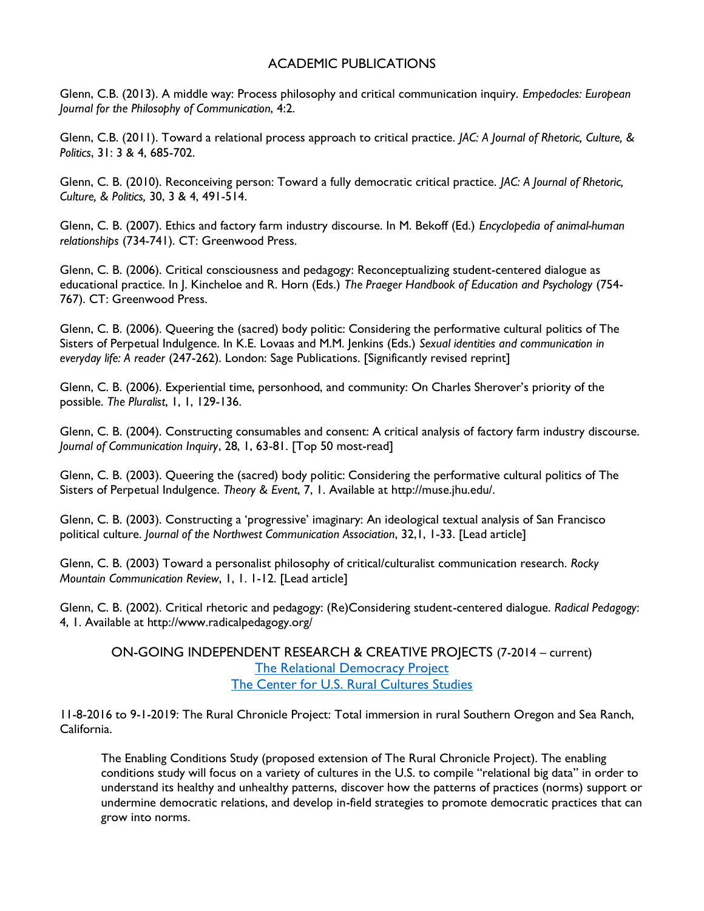## ACADEMIC PUBLICATIONS

Glenn, C.B. (2013). A middle way: Process philosophy and critical communication inquiry. *Empedocles: European Journal for the Philosophy of Communication*, 4:2.

Glenn, C.B. (2011). Toward a relational process approach to critical practice. *JAC: A Journal of Rhetoric, Culture, & Politics*, 31: 3 & 4, 685-702.

Glenn, C. B. (2010). Reconceiving person: Toward a fully democratic critical practice. *JAC: A Journal of Rhetoric, Culture, & Politics,* 30, 3 & 4, 491-514.

Glenn, C. B. (2007). Ethics and factory farm industry discourse. In M. Bekoff (Ed.) *Encyclopedia of animal-human relationships* (734-741). CT: Greenwood Press.

Glenn, C. B. (2006). Critical consciousness and pedagogy: Reconceptualizing student-centered dialogue as educational practice. In J. Kincheloe and R. Horn (Eds.) *The Praeger Handbook of Education and Psychology* (754-767). CT: Greenwood Press.

Glenn, C. B. (2006). Queering the (sacred) body politic: Considering the performative cultural politics of The Sisters of Perpetual Indulgence. In K.E. Lovaas and M.M. Jenkins (Eds.) *Sexual identities and communication in everyday life: A reader* (247-262). London: Sage Publications. [Significantly revised reprint]

Glenn, C. B. (2006). Experiential time, personhood, and community: On Charles Sherover's priority of the possible. *The Pluralist*, 1, 1, 129-136.

Glenn, C. B. (2004). Constructing consumables and consent: A critical analysis of factory farm industry discourse. *Journal of Communication Inquiry*, 28, 1, 63-81. [Top 50 most-read]

Glenn, C. B. (2003). Queering the (sacred) body politic: Considering the performative cultural politics of The Sisters of Perpetual Indulgence. *Theory & Event*, 7, 1. Available at http://muse.jhu.edu/.

Glenn, C. B. (2003). Constructing a 'progressive' imaginary: An ideological textual analysis of San Francisco political culture. *Journal of the Northwest Communication Association*, 32,1, 1-33. [Lead article]

Glenn, C. B. (2003) Toward a personalist philosophy of critical/culturalist communication research. *Rocky Mountain Communication Review*, 1, 1. 1-12. [Lead article]

Glenn, C. B. (2002). Critical rhetoric and pedagogy: (Re)Considering student-centered dialogue. *Radical Pedagogy*: 4, 1. Available at http://www.radicalpedagogy.org/

## ON-GOING INDEPENDENT RESEARCH & CREATIVE PROJECTS (7-2014 – current)

The Relational Democracy Project

The Center for U.S. Rural Cultures Studies

11-8-2016 to 9-1-2019: The Rural Chronicle Project: Total immersion in rural Southern Oregon and Sea Ranch, California.

> The Enabling Conditions Study (proposed extension of The Rural Chronicle Project). The enabling conditions study will focus on a variety of cultures in the U.S. to compile "relational big data" in order to understand its healthy and unhealthy patterns, discover how the patterns of practices (norms) support or undermine democratic relations, and develop in-field strategies to promote democratic practices that can grow into norms.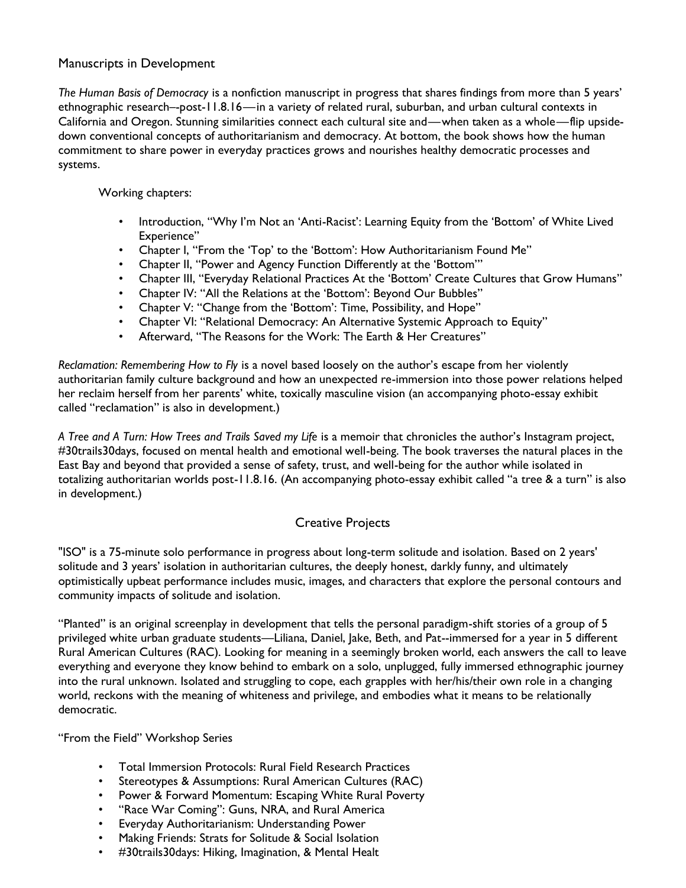## Manuscripts in Development

*The Human Basis of Democracy* is a nonfiction manuscript in progress that shares findings from more than 5 years' ethnographic research–-post-11.8.16—in a variety of related rural, suburban, and urban cultural contexts in California and Oregon. Stunning similarities connect each cultural site and—when taken as a whole—flip upside-down conventional concepts of authoritarianism and democracy. At bottom, the book shows how the human commitment to share power in everyday practices grows and nourishes healthy democratic processes and systems.

Working chapters:

- Introduction, "Why I'm Not an 'Anti-Racist': Learning Equity from the 'Bottom' of White Lived Experience"
- Chapter I, "From the 'Top' to the 'Bottom': How Authoritarianism Found Me"
- Chapter II, "Power and Agency Function Differently at the 'Bottom'"
- Chapter III, "Everyday Relational Practices At the 'Bottom' Create Cultures that Grow Humans"
- Chapter IV: "All the Relations at the 'Bottom': Beyond Our Bubbles"
- Chapter V: "Change from the 'Bottom': Time, Possibility, and Hope"
- Chapter VI: "Relational Democracy: An Alternative Systemic Approach to Equity"
- Afterward, "The Reasons for the Work: The Earth & Her Creatures"

*Reclamation: Remembering How to Fly* is a novel based loosely on the author's escape from her violently authoritarian family culture background and how an unexpected re-immersion into those power relations helped her reclaim herself from her parents' white, toxically masculine vision (an accompanying photo-essay exhibit called "reclamation" is also in development.)

*A Tree and A Turn: How Trees and Trails Saved my Life* is a memoir that chronicles the author's Instagram project, #30trails30days, focused on mental health and emotional well-being. The book traverses the natural places in the East Bay and beyond that provided a sense of safety, trust, and well-being for the author while isolated in totalizing authoritarian worlds post-11.8.16. (An accompanying photo-essay exhibit called "a tree & a turn" is also in development.)

## Creative Projects

"ISO" is a 75-minute solo performance in progress about long-term solitude and isolation. Based on 2 years' solitude and 3 years' isolation in authoritarian cultures, the deeply honest, darkly funny, and ultimately optimistically upbeat performance includes music, images, and characters that explore the personal contours and community impacts of solitude and isolation.

"Planted" is an original screenplay in development that tells the personal paradigm-shift stories of a group of 5 privileged white urban graduate students—Liliana, Daniel, Jake, Beth, and Pat--immersed for a year in 5 different Rural American Cultures (RAC). Looking for meaning in a seemingly broken world, each answers the call to leave everything and everyone they know behind to embark on a solo, unplugged, fully immersed ethnographic journey into the rural unknown. Isolated and struggling to cope, each grapples with her/his/their own role in a changing world, reckons with the meaning of whiteness and privilege, and embodies what it means to be relationally democratic.

"From the Field" Workshop Series

- Total Immersion Protocols: Rural Field Research Practices
- Stereotypes & Assumptions: Rural American Cultures (RAC)
- Power & Forward Momentum: Escaping White Rural Poverty
- "Race War Coming": Guns, NRA, and Rural America
- Everyday Authoritarianism: Understanding Power
- Making Friends: Strats for Solitude & Social Isolation
- #30trails30days: Hiking, Imagination, & Mental Healt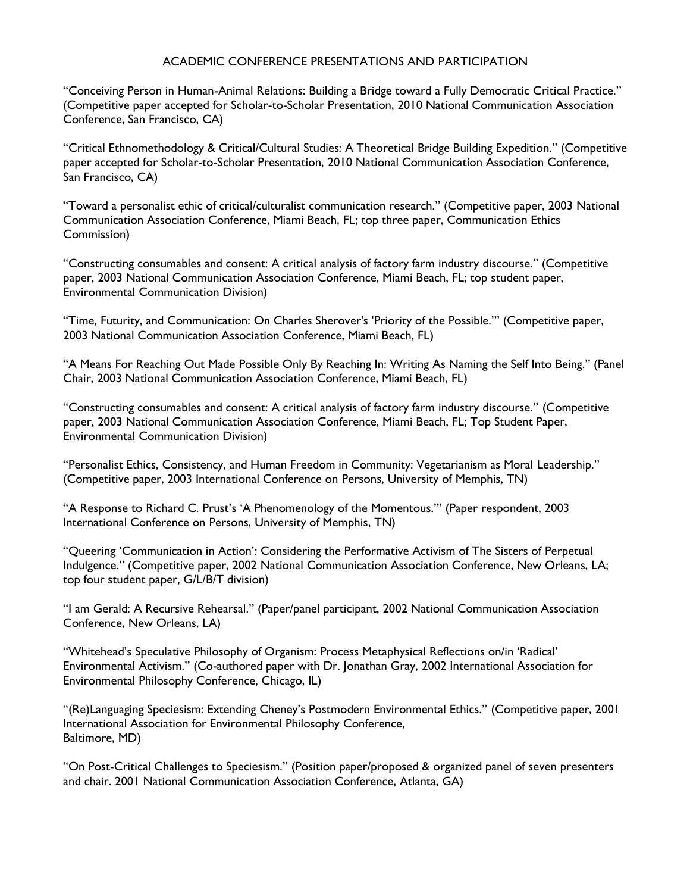## ACADEMIC CONFERENCE PRESENTATIONS AND PARTICIPATION

"Conceiving Person in Human-Animal Relations: Building a Bridge toward a Fully Democratic Critical Practice." (Competitive paper accepted for Scholar-to-Scholar Presentation, 2010 National Communication Association Conference, San Francisco, CA)

"Critical Ethnomethodology & Critical/Cultural Studies: A Theoretical Bridge Building Expedition." (Competitive paper accepted for Scholar-to-Scholar Presentation, 2010 National Communication Association Conference, San Francisco, CA)

"Toward a personalist ethic of critical/culturalist communication research." (Competitive paper, 2003 National Communication Association Conference, Miami Beach, FL; top three paper, Communication Ethics Commission)

"Constructing consumables and consent: A critical analysis of factory farm industry discourse." (Competitive paper, 2003 National Communication Association Conference, Miami Beach, FL; top student paper, Environmental Communication Division)

"Time, Futurity, and Communication: On Charles Sherover's 'Priority of the Possible.'" (Competitive paper, 2003 National Communication Association Conference, Miami Beach, FL)

"A Means For Reaching Out Made Possible Only By Reaching In: Writing As Naming the Self Into Being." (Panel Chair, 2003 National Communication Association Conference, Miami Beach, FL)

"Constructing consumables and consent: A critical analysis of factory farm industry discourse." (Competitive paper, 2003 National Communication Association Conference, Miami Beach, FL; Top Student Paper, Environmental Communication Division)

"Personalist Ethics, Consistency, and Human Freedom in Community: Vegetarianism as Moral Leadership." (Competitive paper, 2003 International Conference on Persons, University of Memphis, TN)

"A Response to Richard C. Prust's 'A Phenomenology of the Momentous.'" (Paper respondent, 2003 International Conference on Persons, University of Memphis, TN)

"Queering 'Communication in Action': Considering the Performative Activism of The Sisters of Perpetual Indulgence." (Competitive paper, 2002 National Communication Association Conference, New Orleans, LA; top four student paper, G/L/B/T division)

"I am Gerald: A Recursive Rehearsal." (Paper/panel participant, 2002 National Communication Association Conference, New Orleans, LA)

"Whitehead's Speculative Philosophy of Organism: Process Metaphysical Reflections on/in 'Radical' Environmental Activism." (Co-authored paper with Dr. Jonathan Gray, 2002 International Association for Environmental Philosophy Conference, Chicago, IL)

"(Re)Languaging Speciesism: Extending Cheney's Postmodern Environmental Ethics." (Competitive paper, 2001 International Association for Environmental Philosophy Conference, Baltimore, MD)

"On Post-Critical Challenges to Speciesism." (Position paper/proposed & organized panel of seven presenters and chair. 2001 National Communication Association Conference, Atlanta, GA)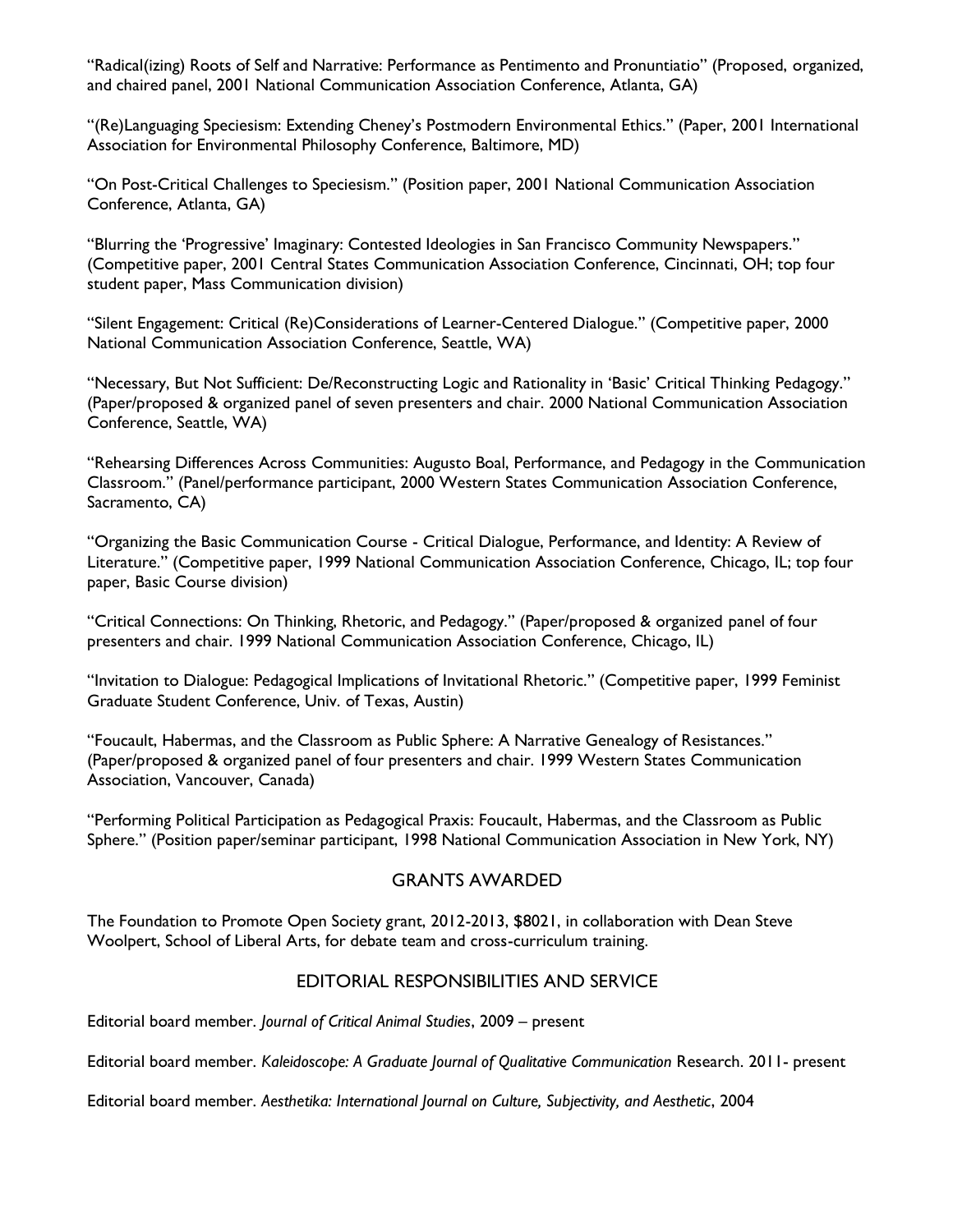"Radical(izing) Roots of Self and Narrative: Performance as Pentimento and Pronuntiatio" (Proposed, organized, and chaired panel, 2001 National Communication Association Conference, Atlanta, GA)

"(Re)Languaging Speciesism: Extending Cheney's Postmodern Environmental Ethics." (Paper, 2001 International Association for Environmental Philosophy Conference, Baltimore, MD)

"On Post-Critical Challenges to Speciesism." (Position paper, 2001 National Communication Association Conference, Atlanta, GA)

"Blurring the 'Progressive' Imaginary: Contested Ideologies in San Francisco Community Newspapers." (Competitive paper, 2001 Central States Communication Association Conference, Cincinnati, OH; top four student paper, Mass Communication division)

"Silent Engagement: Critical (Re)Considerations of Learner-Centered Dialogue." (Competitive paper, 2000 National Communication Association Conference, Seattle, WA)

"Necessary, But Not Sufficient: De/Reconstructing Logic and Rationality in 'Basic' Critical Thinking Pedagogy." (Paper/proposed & organized panel of seven presenters and chair. 2000 National Communication Association Conference, Seattle, WA)

"Rehearsing Differences Across Communities: Augusto Boal, Performance, and Pedagogy in the Communication Classroom." (Panel/performance participant, 2000 Western States Communication Association Conference, Sacramento, CA)

"Organizing the Basic Communication Course - Critical Dialogue, Performance, and Identity: A Review of Literature." (Competitive paper, 1999 National Communication Association Conference, Chicago, IL; top four paper, Basic Course division)

"Critical Connections: On Thinking, Rhetoric, and Pedagogy." (Paper/proposed & organized panel of four presenters and chair. 1999 National Communication Association Conference, Chicago, IL)

"Invitation to Dialogue: Pedagogical Implications of Invitational Rhetoric." (Competitive paper, 1999 Feminist Graduate Student Conference, Univ. of Texas, Austin)

"Foucault, Habermas, and the Classroom as Public Sphere: A Narrative Genealogy of Resistances." (Paper/proposed & organized panel of four presenters and chair. 1999 Western States Communication Association, Vancouver, Canada)

"Performing Political Participation as Pedagogical Praxis: Foucault, Habermas, and the Classroom as Public Sphere." (Position paper/seminar participant, 1998 National Communication Association in New York, NY)

## GRANTS AWARDED

The Foundation to Promote Open Society grant, 2012-2013, $8021, in collaboration with Dean Steve Woolpert, School of Liberal Arts, for debate team and cross-curriculum training.

## EDITORIAL RESPONSIBILITIES AND SERVICE

Editorial board member. *Journal of Critical Animal Studies*, 2009 – present

Editorial board member. *Kaleidoscope: A Graduate Journal of Qualitative Communication* Research. 2011- present

Editorial board member. *Aesthetika: International Journal on Culture, Subjectivity, and Aesthetic*, 2004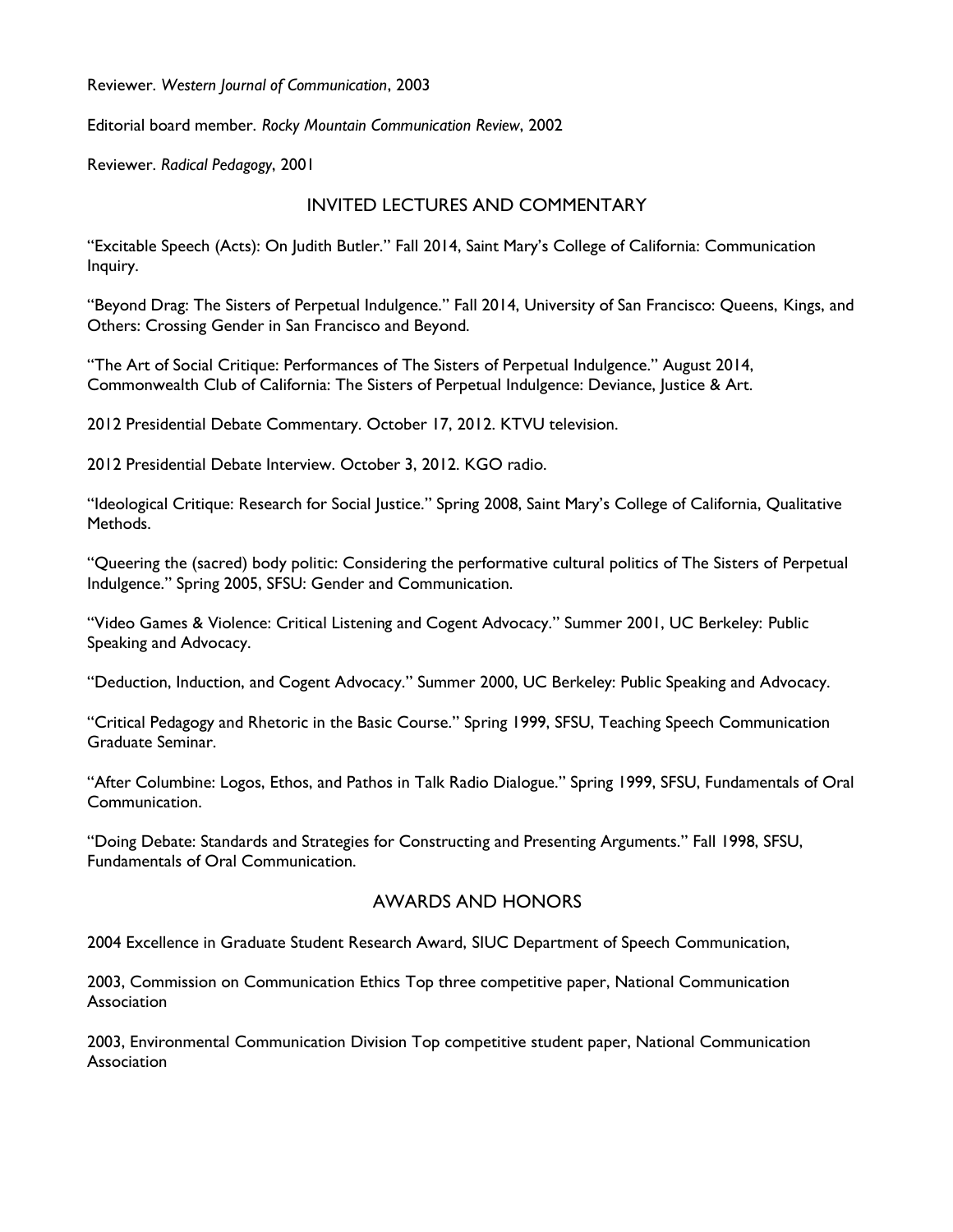Reviewer. *Western Journal of Communication*, 2003

Editorial board member. *Rocky Mountain Communication Review*, 2002

Reviewer. *Radical Pedagogy*, 2001

## INVITED LECTURES AND COMMENTARY

"Excitable Speech (Acts): On Judith Butler." Fall 2014, Saint Mary's College of California: Communication Inquiry.

"Beyond Drag: The Sisters of Perpetual Indulgence." Fall 2014, University of San Francisco: Queens, Kings, and Others: Crossing Gender in San Francisco and Beyond.

"The Art of Social Critique: Performances of The Sisters of Perpetual Indulgence." August 2014, Commonwealth Club of California: The Sisters of Perpetual Indulgence: Deviance, Justice & Art.

2012 Presidential Debate Commentary. October 17, 2012. KTVU television.

2012 Presidential Debate Interview. October 3, 2012. KGO radio.

"Ideological Critique: Research for Social Justice." Spring 2008, Saint Mary's College of California, Qualitative Methods.

"Queering the (sacred) body politic: Considering the performative cultural politics of The Sisters of Perpetual Indulgence." Spring 2005, SFSU: Gender and Communication.

"Video Games & Violence: Critical Listening and Cogent Advocacy." Summer 2001, UC Berkeley: Public Speaking and Advocacy.

"Deduction, Induction, and Cogent Advocacy." Summer 2000, UC Berkeley: Public Speaking and Advocacy.

"Critical Pedagogy and Rhetoric in the Basic Course." Spring 1999, SFSU, Teaching Speech Communication Graduate Seminar.

"After Columbine: Logos, Ethos, and Pathos in Talk Radio Dialogue." Spring 1999, SFSU, Fundamentals of Oral Communication.

"Doing Debate: Standards and Strategies for Constructing and Presenting Arguments." Fall 1998, SFSU, Fundamentals of Oral Communication.

## AWARDS AND HONORS

2004 Excellence in Graduate Student Research Award, SIUC Department of Speech Communication,

2003, Commission on Communication Ethics Top three competitive paper, National Communication Association

2003, Environmental Communication Division Top competitive student paper, National Communication Association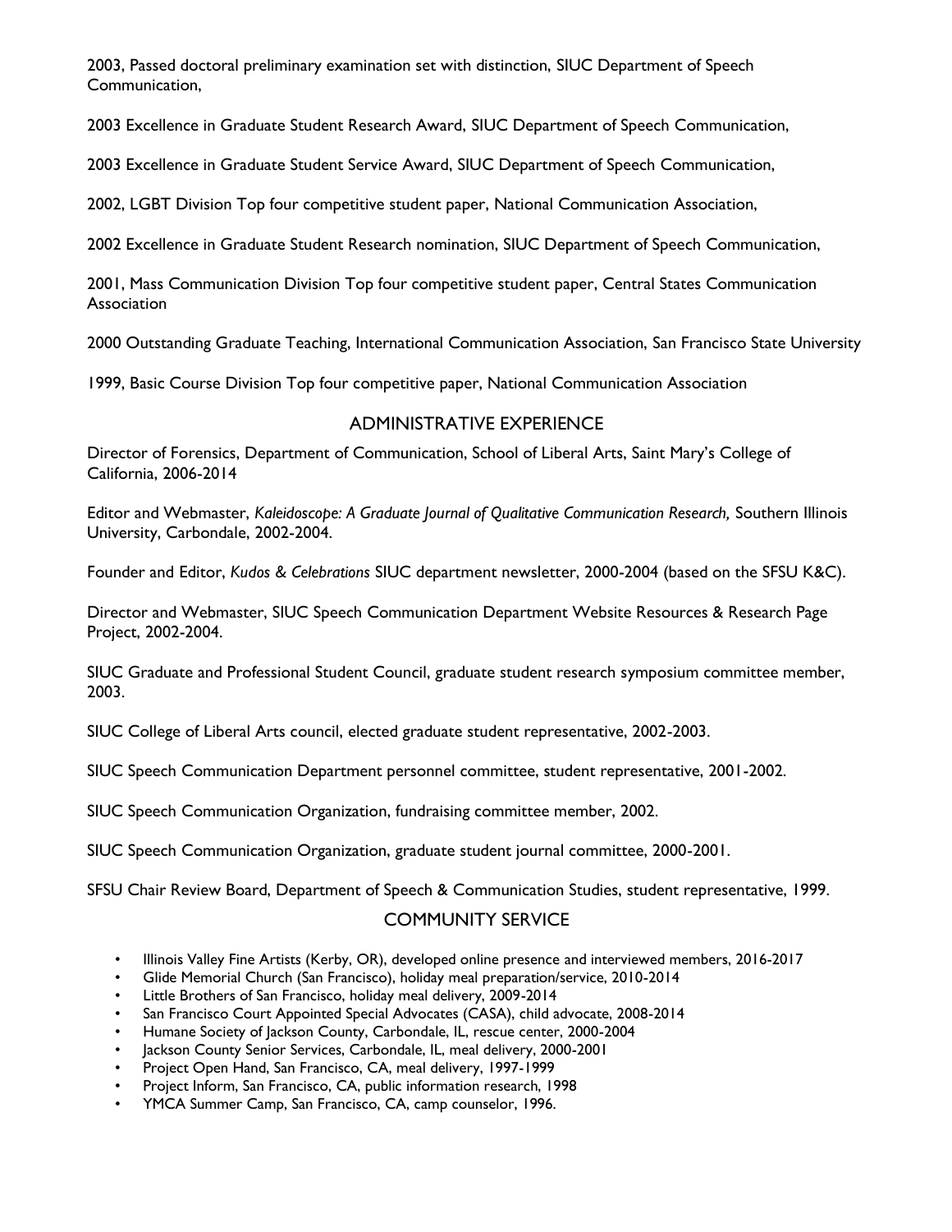2003, Passed doctoral preliminary examination set with distinction, SIUC Department of Speech Communication,

2003 Excellence in Graduate Student Research Award, SIUC Department of Speech Communication,

2003 Excellence in Graduate Student Service Award, SIUC Department of Speech Communication,

2002, LGBT Division Top four competitive student paper, National Communication Association,

2002 Excellence in Graduate Student Research nomination, SIUC Department of Speech Communication,

2001, Mass Communication Division Top four competitive student paper, Central States Communication Association

2000 Outstanding Graduate Teaching, International Communication Association, San Francisco State University

1999, Basic Course Division Top four competitive paper, National Communication Association

## ADMINISTRATIVE EXPERIENCE

Director of Forensics, Department of Communication, School of Liberal Arts, Saint Mary's College of California, 2006-2014

Editor and Webmaster, *Kaleidoscope: A Graduate Journal of Qualitative Communication Research,* Southern Illinois University, Carbondale, 2002-2004.

Founder and Editor, *Kudos & Celebrations* SIUC department newsletter, 2000-2004 (based on the SFSU K&C).

Director and Webmaster, SIUC Speech Communication Department Website Resources & Research Page Project, 2002-2004.

SIUC Graduate and Professional Student Council, graduate student research symposium committee member, 2003.

SIUC College of Liberal Arts council, elected graduate student representative, 2002-2003.

SIUC Speech Communication Department personnel committee, student representative, 2001-2002.

SIUC Speech Communication Organization, fundraising committee member, 2002.

SIUC Speech Communication Organization, graduate student journal committee, 2000-2001.

SFSU Chair Review Board, Department of Speech & Communication Studies, student representative, 1999.

## COMMUNITY SERVICE

- Illinois Valley Fine Artists (Kerby, OR), developed online presence and interviewed members, 2016-2017
- Glide Memorial Church (San Francisco), holiday meal preparation/service, 2010-2014
- Little Brothers of San Francisco, holiday meal delivery, 2009-2014
- San Francisco Court Appointed Special Advocates (CASA), child advocate, 2008-2014
- Humane Society of Jackson County, Carbondale, IL, rescue center, 2000-2004
- Jackson County Senior Services, Carbondale, IL, meal delivery, 2000-2001
- Project Open Hand, San Francisco, CA, meal delivery, 1997-1999
- Project Inform, San Francisco, CA, public information research, 1998
- YMCA Summer Camp, San Francisco, CA, camp counselor, 1996.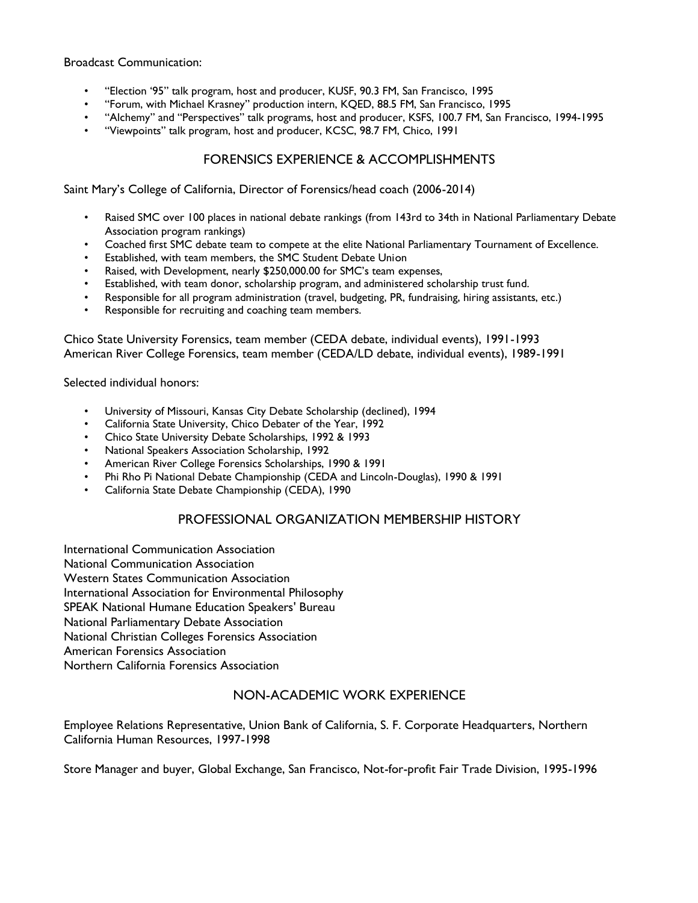Broadcast Communication:

- "Election '95" talk program, host and producer, KUSF, 90.3 FM, San Francisco, 1995
- "Forum, with Michael Krasney" production intern, KQED, 88.5 FM, San Francisco, 1995
- "Alchemy" and "Perspectives" talk programs, host and producer, KSFS, 100.7 FM, San Francisco, 1994-1995
- "Viewpoints" talk program, host and producer, KCSC, 98.7 FM, Chico, 1991

## FORENSICS EXPERIENCE & ACCOMPLISHMENTS

Saint Mary's College of California, Director of Forensics/head coach (2006-2014)

- Raised SMC over 100 places in national debate rankings (from 143rd to 34th in National Parliamentary Debate Association program rankings)
- Coached first SMC debate team to compete at the elite National Parliamentary Tournament of Excellence.
- Established, with team members, the SMC Student Debate Union
- Raised, with Development, nearly $250,000.00 for SMC's team expenses,
- Established, with team donor, scholarship program, and administered scholarship trust fund.
- Responsible for all program administration (travel, budgeting, PR, fundraising, hiring assistants, etc.)
- Responsible for recruiting and coaching team members.

Chico State University Forensics, team member (CEDA debate, individual events), 1991-1993
American River College Forensics, team member (CEDA/LD debate, individual events), 1989-1991

Selected individual honors:

- University of Missouri, Kansas City Debate Scholarship (declined), 1994
- California State University, Chico Debater of the Year, 1992
- Chico State University Debate Scholarships, 1992 & 1993
- National Speakers Association Scholarship, 1992
- American River College Forensics Scholarships, 1990 & 1991
- Phi Rho Pi National Debate Championship (CEDA and Lincoln-Douglas), 1990 & 1991
- California State Debate Championship (CEDA), 1990

## PROFESSIONAL ORGANIZATION MEMBERSHIP HISTORY

International Communication Association
National Communication Association
Western States Communication Association
International Association for Environmental Philosophy
SPEAK National Humane Education Speakers' Bureau
National Parliamentary Debate Association
National Christian Colleges Forensics Association
American Forensics Association
Northern California Forensics Association

## NON-ACADEMIC WORK EXPERIENCE

Employee Relations Representative, Union Bank of California, S. F. Corporate Headquarters, Northern California Human Resources, 1997-1998

Store Manager and buyer, Global Exchange, San Francisco, Not-for-profit Fair Trade Division, 1995-1996